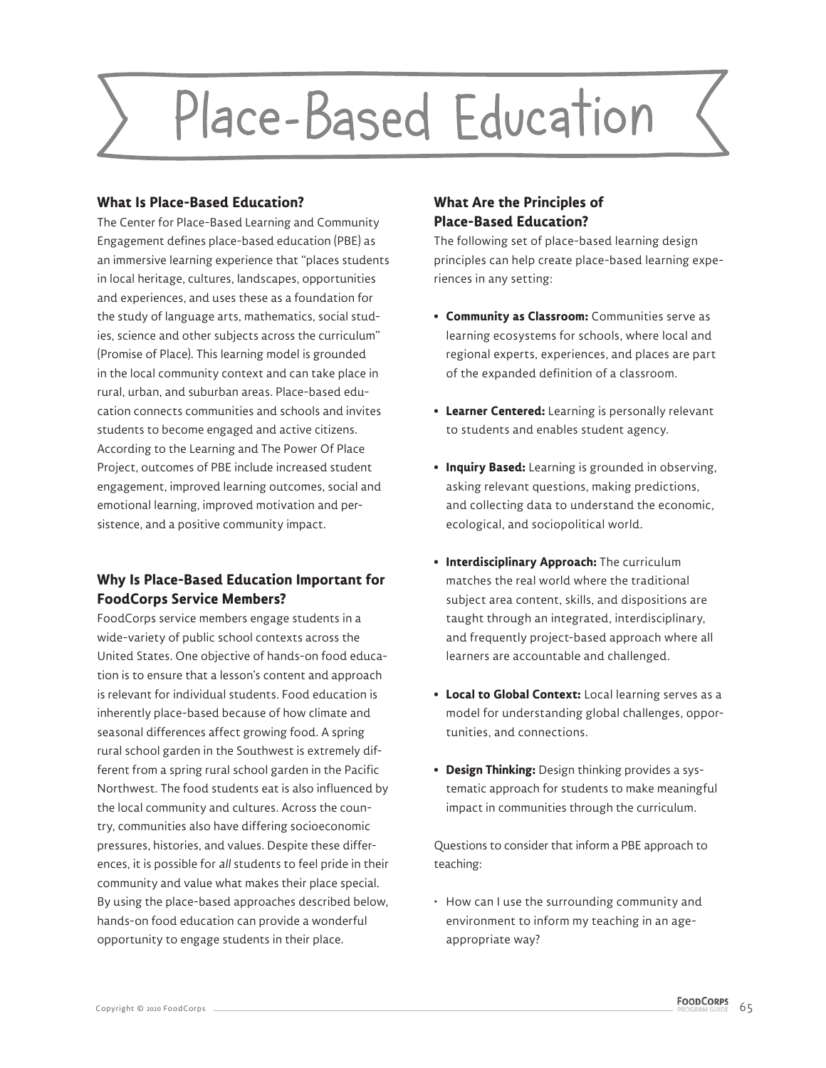# Place-Based Education

## What Is Place-Based Education?

The Center for Place-Based Learning and Community Engagement defines place-based education (PBE) as an immersive learning experience that "places students in local heritage, cultures, landscapes, opportunities and experiences, and uses these as a foundation for the study of language arts, mathematics, social studies, science and other subjects across the curriculum" (Promise of Place). This learning model is grounded in the local community context and can take place in rural, urban, and suburban areas. Place-based education connects communities and schools and invites students to become engaged and active citizens. According to the Learning and The Power Of Place Project, outcomes of PBE include increased student engagement, improved learning outcomes, social and emotional learning, improved motivation and persistence, and a positive community impact.

## Why Is Place-Based Education Important for FoodCorps Service Members?

FoodCorps service members engage students in a wide-variety of public school contexts across the United States. One objective of hands-on food education is to ensure that a lesson's content and approach is relevant for individual students. Food education is inherently place-based because of how climate and seasonal differences affect growing food. A spring rural school garden in the Southwest is extremely different from a spring rural school garden in the Pacific Northwest. The food students eat is also influenced by the local community and cultures. Across the country, communities also have differing socioeconomic pressures, histories, and values. Despite these differences, it is possible for *all* students to feel pride in their community and value what makes their place special. By using the place-based approaches described below, hands-on food education can provide a wonderful opportunity to engage students in their place.

## What Are the Principles of Place-Based Education?

The following set of place-based learning design principles can help create place-based learning experiences in any setting:

- **Community as Classroom:** Communities serve as learning ecosystems for schools, where local and regional experts, experiences, and places are part of the expanded definition of a classroom.
- **Learner Centered:** Learning is personally relevant to students and enables student agency.
- **Inquiry Based:** Learning is grounded in observing, asking relevant questions, making predictions, and collecting data to understand the economic, ecological, and sociopolitical world.
- **Interdisciplinary Approach:** The curriculum matches the real world where the traditional subject area content, skills, and dispositions are taught through an integrated, interdisciplinary, and frequently project-based approach where all learners are accountable and challenged.
- **Local to Global Context:** Local learning serves as a model for understanding global challenges, opportunities, and connections.
- **Design Thinking:** Design thinking provides a systematic approach for students to make meaningful impact in communities through the curriculum.

Questions to consider that inform a PBE approach to teaching:

- How can I use the surrounding community and environment to inform my teaching in an age-appropriate way?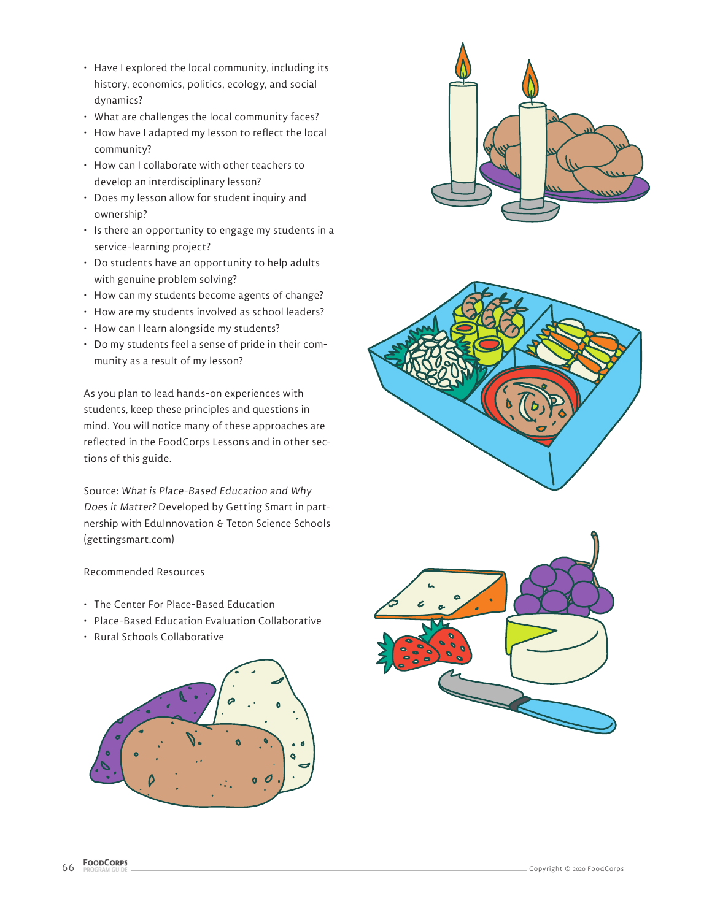- Have I explored the local community, including its history, economics, politics, ecology, and social dynamics?
- What are challenges the local community faces?
- How have I adapted my lesson to reflect the local community?
- How can I collaborate with other teachers to develop an interdisciplinary lesson?
- Does my lesson allow for student inquiry and ownership?
- Is there an opportunity to engage my students in a service-learning project?
- Do students have an opportunity to help adults with genuine problem solving?
- How can my students become agents of change?
- How are my students involved as school leaders?
- How can I learn alongside my students?
- Do my students feel a sense of pride in their community as a result of my lesson?

As you plan to lead hands-on experiences with students, keep these principles and questions in mind. You will notice many of these approaches are reflected in the FoodCorps Lessons and in other sections of this guide.

Source: *What is Place-Based Education and Why Does it Matter?* Developed by Getting Smart in partnership with EduInnovation & Teton Science Schools (gettingsmart.com)

Recommended Resources

- The Center For Place-Based Education
- Place-Based Education Evaluation Collaborative
- Rural Schools Collaborative